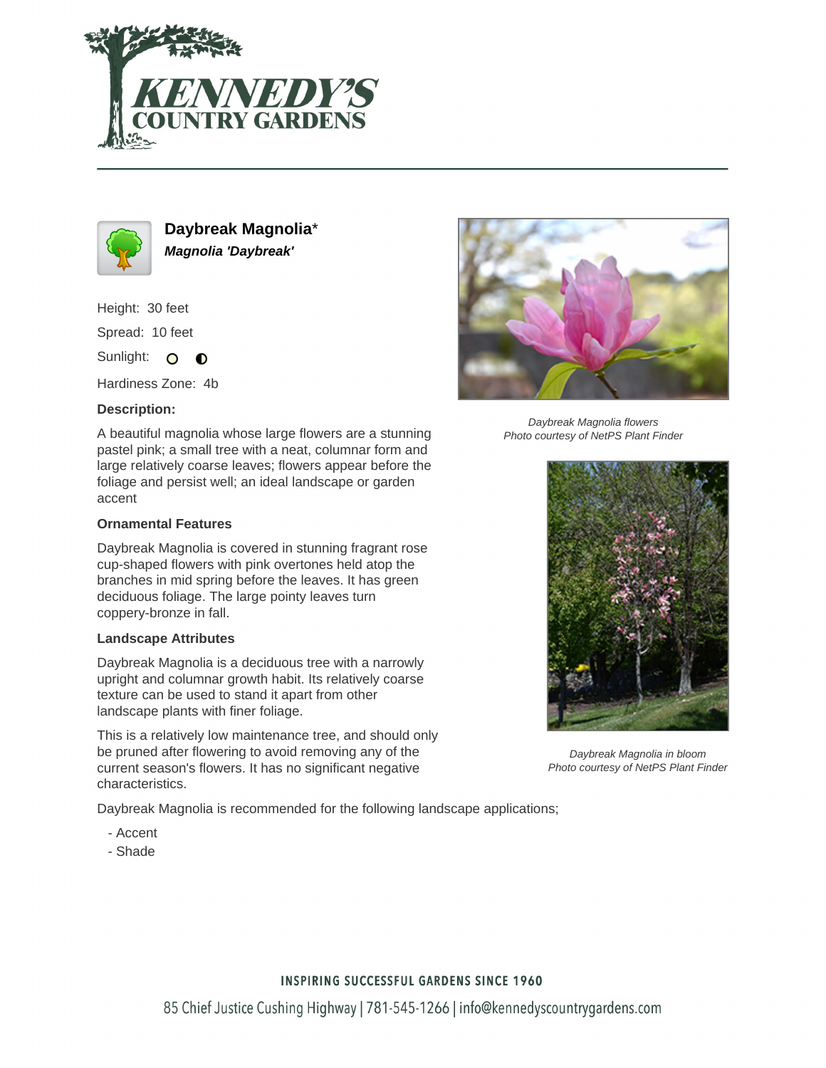# Daybreak Magnolia*

***Magnolia 'Daybreak'***

Height: 30 feet

Spread: 10 feet

Sunlight:

Hardiness Zone: 4b

**Description:**

A beautiful magnolia whose large flowers are a stunning pastel pink; a small tree with a neat, columnar form and large relatively coarse leaves; flowers appear before the foliage and persist well; an ideal landscape or garden accent

### Ornamental Features

Daybreak Magnolia is covered in stunning fragrant rose cup-shaped flowers with pink overtones held atop the branches in mid spring before the leaves. It has green deciduous foliage. The large pointy leaves turn coppery-bronze in fall.

### Landscape Attributes

Daybreak Magnolia is a deciduous tree with a narrowly upright and columnar growth habit. Its relatively coarse texture can be used to stand it apart from other landscape plants with finer foliage.

This is a relatively low maintenance tree, and should only be pruned after flowering to avoid removing any of the current season's flowers. It has no significant negative characteristics.

Daybreak Magnolia is recommended for the following landscape applications;

- Accent
- Shade

*Daybreak Magnolia flowers*
*Photo courtesy of NetPS Plant Finder*

*Daybreak Magnolia in bloom*
*Photo courtesy of NetPS Plant Finder*

INSPIRING SUCCESSFUL GARDENS SINCE 1960

85 Chief Justice Cushing Highway | 781-545-1266 | info@kennedyscountrygardens.com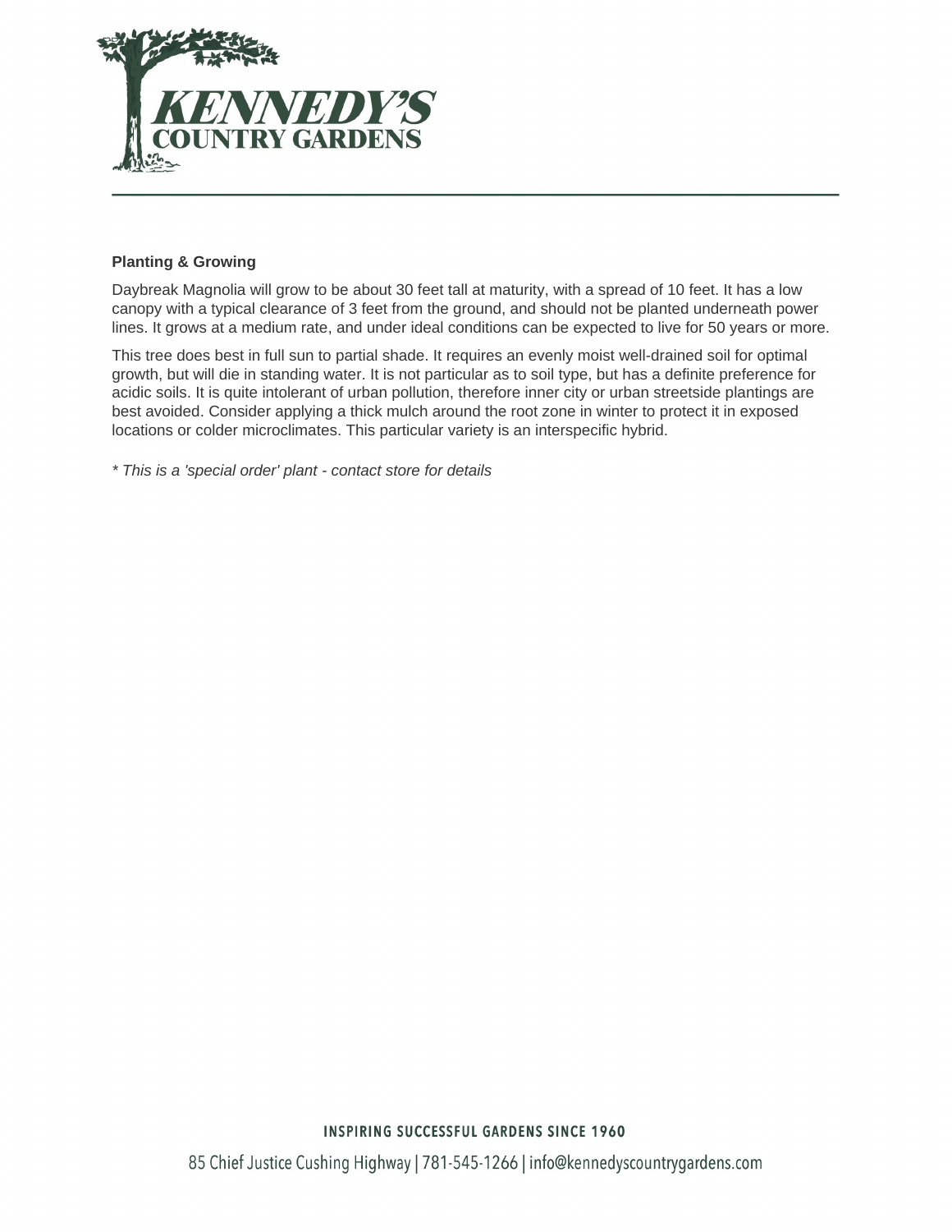**Planting & Growing**

Daybreak Magnolia will grow to be about 30 feet tall at maturity, with a spread of 10 feet. It has a low canopy with a typical clearance of 3 feet from the ground, and should not be planted underneath power lines. It grows at a medium rate, and under ideal conditions can be expected to live for 50 years or more.

This tree does best in full sun to partial shade. It requires an evenly moist well-drained soil for optimal growth, but will die in standing water. It is not particular as to soil type, but has a definite preference for acidic soils. It is quite intolerant of urban pollution, therefore inner city or urban streetside plantings are best avoided. Consider applying a thick mulch around the root zone in winter to protect it in exposed locations or colder microclimates. This particular variety is an interspecific hybrid.

*\* This is a 'special order' plant - contact store for details*